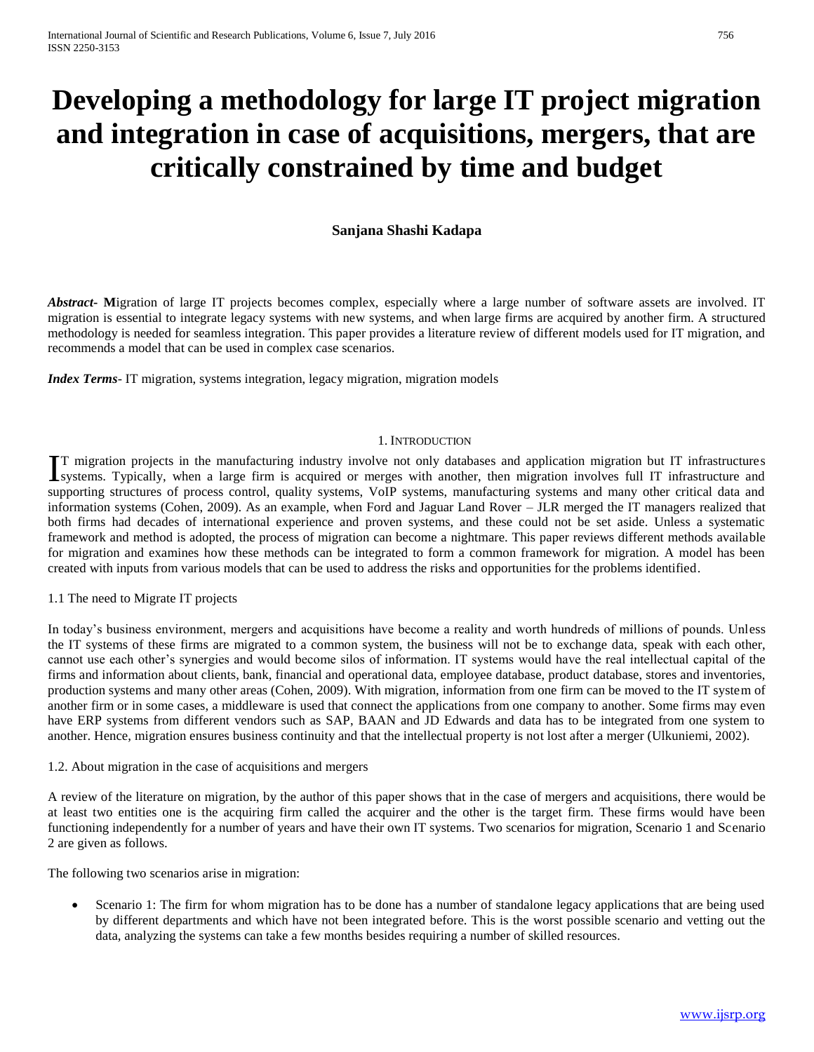# Developing a methodology for large IT project migration and integration in case of acquisitions, mergers, that are critically constrained by time and budget

**Sanjana Shashi Kadapa**

***Abstract-*** **M**igration of large IT projects becomes complex, especially where a large number of software assets are involved. IT migration is essential to integrate legacy systems with new systems, and when large firms are acquired by another firm. A structured methodology is needed for seamless integration. This paper provides a literature review of different models used for IT migration, and recommends a model that can be used in complex case scenarios.

***Index Terms*-** IT migration, systems integration, legacy migration, migration models

## 1. Introduction

IT migration projects in the manufacturing industry involve not only databases and application migration but IT infrastructures systems. Typically, when a large firm is acquired or merges with another, then migration involves full IT infrastructure and supporting structures of process control, quality systems, VoIP systems, manufacturing systems and many other critical data and information systems (Cohen, 2009). As an example, when Ford and Jaguar Land Rover – JLR merged the IT managers realized that both firms had decades of international experience and proven systems, and these could not be set aside. Unless a systematic framework and method is adopted, the process of migration can become a nightmare. This paper reviews different methods available for migration and examines how these methods can be integrated to form a common framework for migration. A model has been created with inputs from various models that can be used to address the risks and opportunities for the problems identified.

### 1.1 The need to Migrate IT projects

In today's business environment, mergers and acquisitions have become a reality and worth hundreds of millions of pounds. Unless the IT systems of these firms are migrated to a common system, the business will not be to exchange data, speak with each other, cannot use each other's synergies and would become silos of information. IT systems would have the real intellectual capital of the firms and information about clients, bank, financial and operational data, employee database, product database, stores and inventories, production systems and many other areas (Cohen, 2009). With migration, information from one firm can be moved to the IT system of another firm or in some cases, a middleware is used that connect the applications from one company to another. Some firms may even have ERP systems from different vendors such as SAP, BAAN and JD Edwards and data has to be integrated from one system to another. Hence, migration ensures business continuity and that the intellectual property is not lost after a merger (Ulkuniemi, 2002).

### 1.2. About migration in the case of acquisitions and mergers

A review of the literature on migration, by the author of this paper shows that in the case of mergers and acquisitions, there would be at least two entities one is the acquiring firm called the acquirer and the other is the target firm. These firms would have been functioning independently for a number of years and have their own IT systems. Two scenarios for migration, Scenario 1 and Scenario 2 are given as follows.

The following two scenarios arise in migration:

- Scenario 1: The firm for whom migration has to be done has a number of standalone legacy applications that are being used by different departments and which have not been integrated before. This is the worst possible scenario and vetting out the data, analyzing the systems can take a few months besides requiring a number of skilled resources.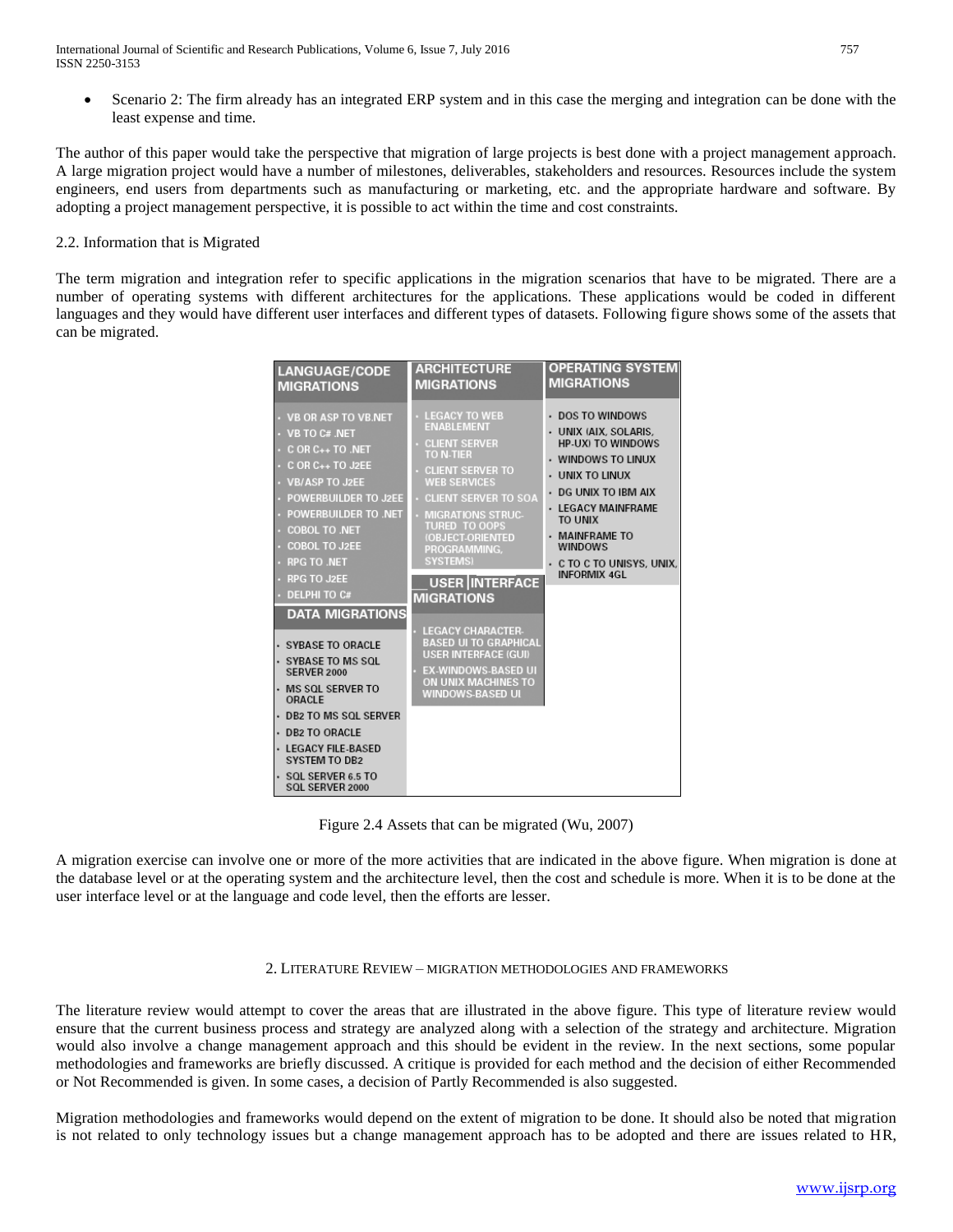- Scenario 2: The firm already has an integrated ERP system and in this case the merging and integration can be done with the least expense and time.

The author of this paper would take the perspective that migration of large projects is best done with a project management approach. A large migration project would have a number of milestones, deliverables, stakeholders and resources. Resources include the system engineers, end users from departments such as manufacturing or marketing, etc. and the appropriate hardware and software. By adopting a project management perspective, it is possible to act within the time and cost constraints.

2.2. Information that is Migrated

The term migration and integration refer to specific applications in the migration scenarios that have to be migrated. There are a number of operating systems with different architectures for the applications. These applications would be coded in different languages and they would have different user interfaces and different types of datasets. Following figure shows some of the assets that can be migrated.

| LANGUAGE/CODE MIGRATIONS | ARCHITECTURE MIGRATIONS | OPERATING SYSTEM MIGRATIONS |
|---|---|---|
| VB OR ASP TO VB.NET | LEGACY TO WEB ENABLEMENT | DOS TO WINDOWS |
| VB TO C# .NET | CLIENT SERVER TO N-TIER | UNIX (AIX, SOLARIS, HP-UX) TO WINDOWS |
| C OR C++ TO .NET | CLIENT SERVER TO WEB SERVICES | WINDOWS TO LINUX |
| C OR C++ TO J2EE | CLIENT SERVER TO SOA | UNIX TO LINUX |
| VB/ASP TO J2EE | MIGRATIONS STRUCTURED TO OOPS (OBJECT-ORIENTED PROGRAMMING, SYSTEMS) | DG UNIX TO IBM AIX |
| POWERBUILDER TO J2EE | | LEGACY MAINFRAME TO UNIX |
| POWERBUILDER TO .NET | | MAINFRAME TO WINDOWS |
| COBOL TO .NET | | C TO C TO UNISYS, UNIX, INFORMIX 4GL |
| COBOL TO J2EE | | |
| RPG TO .NET | | |
| RPG TO J2EE | | |
| DELPHI TO C# | | |

| DATA MIGRATIONS | USER INTERFACE MIGRATIONS |
|---|---|
| SYBASE TO ORACLE | LEGACY CHARACTER-BASED UI TO GRAPHICAL USER INTERFACE (GUI) |
| SYBASE TO MS SQL SERVER 2000 | EX-WINDOWS-BASED UI ON UNIX MACHINES TO WINDOWS-BASED UI |
| MS SQL SERVER TO ORACLE | |
| DB2 TO MS SQL SERVER | |
| DB2 TO ORACLE | |
| LEGACY FILE-BASED SYSTEM TO DB2 | |
| SQL SERVER 6.5 TO SQL SERVER 2000 | |

Figure 2.4 Assets that can be migrated (Wu, 2007)

A migration exercise can involve one or more of the more activities that are indicated in the above figure. When migration is done at the database level or at the operating system and the architecture level, then the cost and schedule is more. When it is to be done at the user interface level or at the language and code level, then the efforts are lesser.

## 2. Literature Review – Migration Methodologies and Frameworks

The literature review would attempt to cover the areas that are illustrated in the above figure. This type of literature review would ensure that the current business process and strategy are analyzed along with a selection of the strategy and architecture. Migration would also involve a change management approach and this should be evident in the review. In the next sections, some popular methodologies and frameworks are briefly discussed. A critique is provided for each method and the decision of either Recommended or Not Recommended is given. In some cases, a decision of Partly Recommended is also suggested.

Migration methodologies and frameworks would depend on the extent of migration to be done. It should also be noted that migration is not related to only technology issues but a change management approach has to be adopted and there are issues related to HR,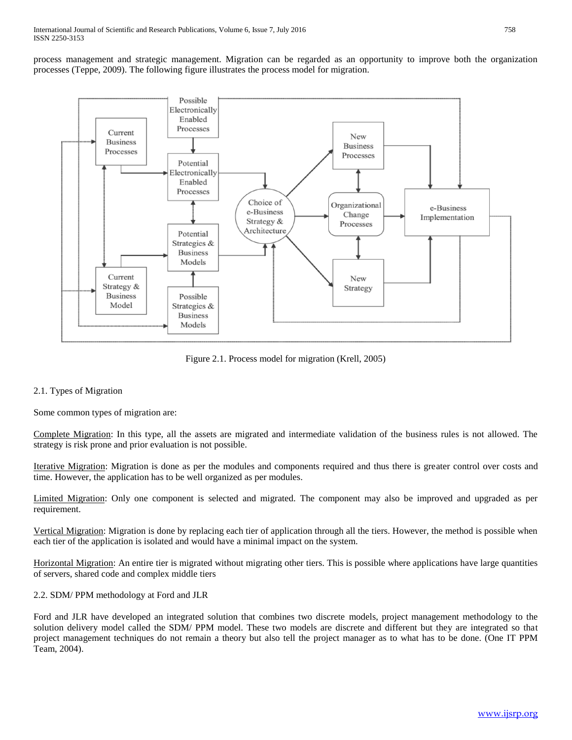process management and strategic management. Migration can be regarded as an opportunity to improve both the organization processes (Teppe, 2009). The following figure illustrates the process model for migration.

Figure 2.1. Process model for migration (Krell, 2005)

## 2.1. Types of Migration

Some common types of migration are:

Complete Migration: In this type, all the assets are migrated and intermediate validation of the business rules is not allowed. The strategy is risk prone and prior evaluation is not possible.

Iterative Migration: Migration is done as per the modules and components required and thus there is greater control over costs and time. However, the application has to be well organized as per modules.

Limited Migration: Only one component is selected and migrated. The component may also be improved and upgraded as per requirement.

Vertical Migration: Migration is done by replacing each tier of application through all the tiers. However, the method is possible when each tier of the application is isolated and would have a minimal impact on the system.

Horizontal Migration: An entire tier is migrated without migrating other tiers. This is possible where applications have large quantities of servers, shared code and complex middle tiers

## 2.2. SDM/ PPM methodology at Ford and JLR

Ford and JLR have developed an integrated solution that combines two discrete models, project management methodology to the solution delivery model called the SDM/ PPM model. These two models are discrete and different but they are integrated so that project management techniques do not remain a theory but also tell the project manager as to what has to be done. (One IT PPM Team, 2004).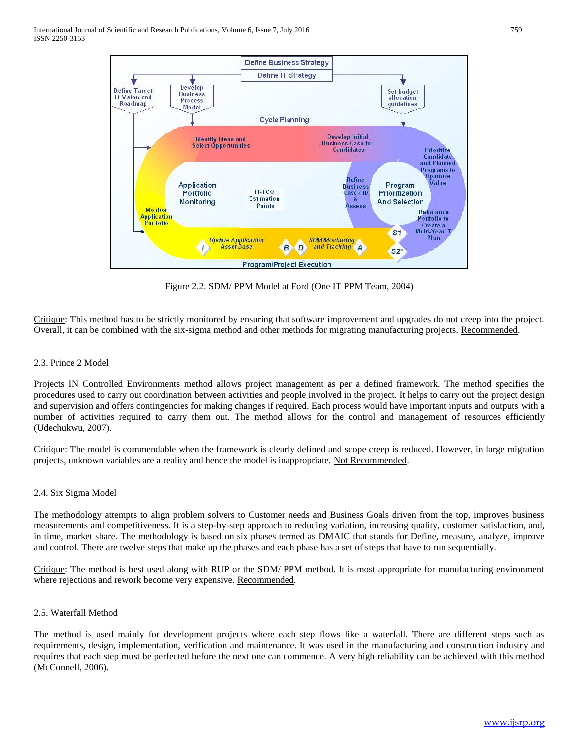Figure 2.2. SDM/ PPM Model at Ford (One IT PPM Team, 2004)

Critique: This method has to be strictly monitored by ensuring that software improvement and upgrades do not creep into the project. Overall, it can be combined with the six-sigma method and other methods for migrating manufacturing projects. Recommended.

### 2.3. Prince 2 Model

Projects IN Controlled Environments method allows project management as per a defined framework. The method specifies the procedures used to carry out coordination between activities and people involved in the project. It helps to carry out the project design and supervision and offers contingencies for making changes if required. Each process would have important inputs and outputs with a number of activities required to carry them out. The method allows for the control and management of resources efficiently (Udechukwu, 2007).

Critique: The model is commendable when the framework is clearly defined and scope creep is reduced. However, in large migration projects, unknown variables are a reality and hence the model is inappropriate. Not Recommended.

### 2.4. Six Sigma Model

The methodology attempts to align problem solvers to Customer needs and Business Goals driven from the top, improves business measurements and competitiveness. It is a step-by-step approach to reducing variation, increasing quality, customer satisfaction, and, in time, market share. The methodology is based on six phases termed as DMAIC that stands for Define, measure, analyze, improve and control. There are twelve steps that make up the phases and each phase has a set of steps that have to run sequentially.

Critique: The method is best used along with RUP or the SDM/ PPM method. It is most appropriate for manufacturing environment where rejections and rework become very expensive. Recommended.

### 2.5. Waterfall Method

The method is used mainly for development projects where each step flows like a waterfall. There are different steps such as requirements, design, implementation, verification and maintenance. It was used in the manufacturing and construction industry and requires that each step must be perfected before the next one can commence. A very high reliability can be achieved with this method (McConnell, 2006).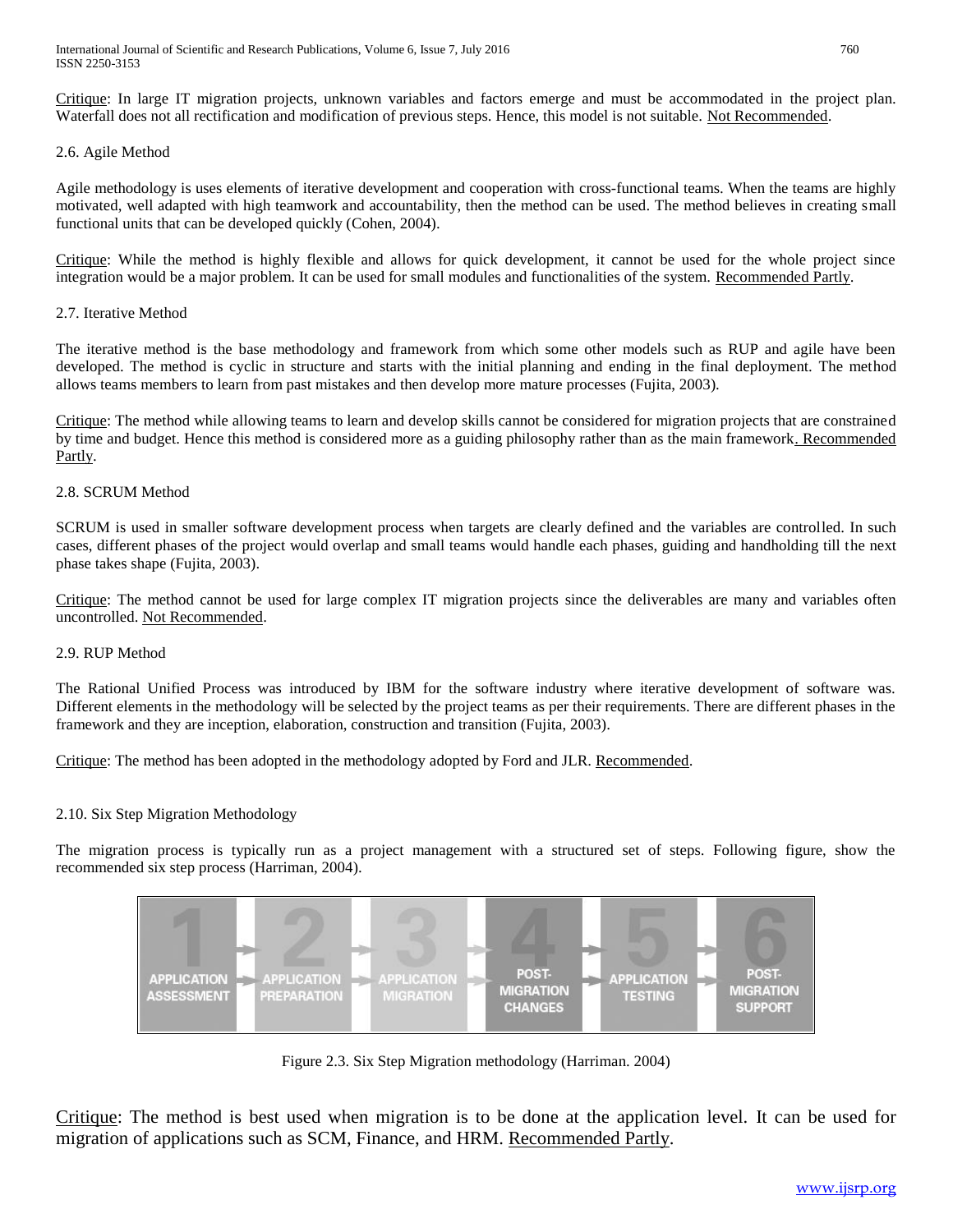Critique: In large IT migration projects, unknown variables and factors emerge and must be accommodated in the project plan. Waterfall does not all rectification and modification of previous steps. Hence, this model is not suitable. Not Recommended.

### 2.6. Agile Method

Agile methodology is uses elements of iterative development and cooperation with cross-functional teams. When the teams are highly motivated, well adapted with high teamwork and accountability, then the method can be used. The method believes in creating small functional units that can be developed quickly (Cohen, 2004).

Critique: While the method is highly flexible and allows for quick development, it cannot be used for the whole project since integration would be a major problem. It can be used for small modules and functionalities of the system. Recommended Partly.

### 2.7. Iterative Method

The iterative method is the base methodology and framework from which some other models such as RUP and agile have been developed. The method is cyclic in structure and starts with the initial planning and ending in the final deployment. The method allows teams members to learn from past mistakes and then develop more mature processes (Fujita, 2003).

Critique: The method while allowing teams to learn and develop skills cannot be considered for migration projects that are constrained by time and budget. Hence this method is considered more as a guiding philosophy rather than as the main framework. Recommended Partly.

### 2.8. SCRUM Method

SCRUM is used in smaller software development process when targets are clearly defined and the variables are controlled. In such cases, different phases of the project would overlap and small teams would handle each phases, guiding and handholding till the next phase takes shape (Fujita, 2003).

Critique: The method cannot be used for large complex IT migration projects since the deliverables are many and variables often uncontrolled. Not Recommended.

### 2.9. RUP Method

The Rational Unified Process was introduced by IBM for the software industry where iterative development of software was. Different elements in the methodology will be selected by the project teams as per their requirements. There are different phases in the framework and they are inception, elaboration, construction and transition (Fujita, 2003).

Critique: The method has been adopted in the methodology adopted by Ford and JLR. Recommended.

### 2.10. Six Step Migration Methodology

The migration process is typically run as a project management with a structured set of steps. Following figure, show the recommended six step process (Harriman, 2004).

1 APPLICATION ASSESSMENT → 2 APPLICATION PREPARATION → 3 APPLICATION MIGRATION → 4 POST-MIGRATION CHANGES → 5 APPLICATION TESTING → 6 POST-MIGRATION SUPPORT

Figure 2.3. Six Step Migration methodology (Harriman. 2004)

Critique: The method is best used when migration is to be done at the application level. It can be used for migration of applications such as SCM, Finance, and HRM. Recommended Partly.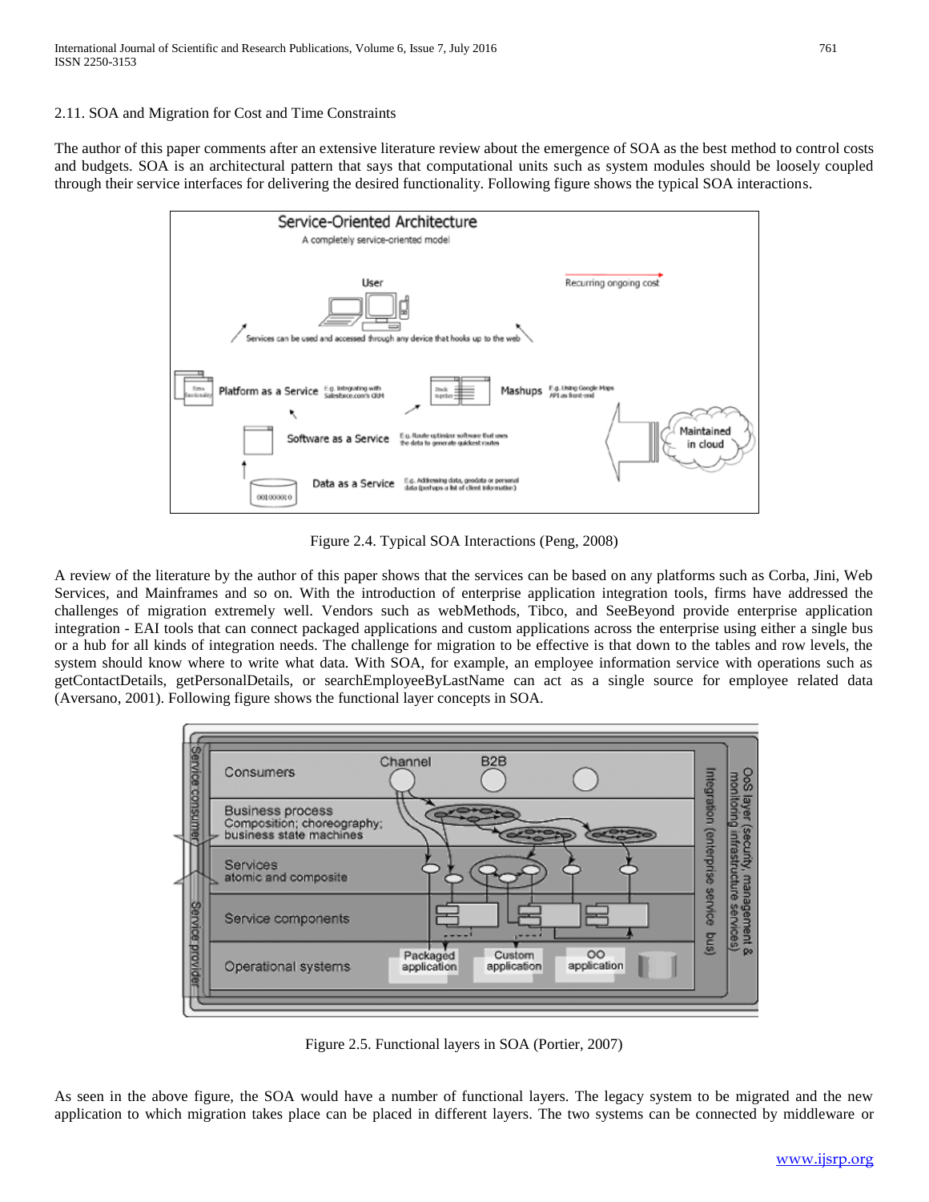2.11. SOA and Migration for Cost and Time Constraints

The author of this paper comments after an extensive literature review about the emergence of SOA as the best method to control costs and budgets. SOA is an architectural pattern that says that computational units such as system modules should be loosely coupled through their service interfaces for delivering the desired functionality. Following figure shows the typical SOA interactions.

Figure 2.4. Typical SOA Interactions (Peng, 2008)

A review of the literature by the author of this paper shows that the services can be based on any platforms such as Corba, Jini, Web Services, and Mainframes and so on. With the introduction of enterprise application integration tools, firms have addressed the challenges of migration extremely well. Vendors such as webMethods, Tibco, and SeeBeyond provide enterprise application integration - EAI tools that can connect packaged applications and custom applications across the enterprise using either a single bus or a hub for all kinds of integration needs. The challenge for migration to be effective is that down to the tables and row levels, the system should know where to write what data. With SOA, for example, an employee information service with operations such as getContactDetails, getPersonalDetails, or searchEmployeeByLastName can act as a single source for employee related data (Aversano, 2001). Following figure shows the functional layer concepts in SOA.

Figure 2.5. Functional layers in SOA (Portier, 2007)

As seen in the above figure, the SOA would have a number of functional layers. The legacy system to be migrated and the new application to which migration takes place can be placed in different layers. The two systems can be connected by middleware or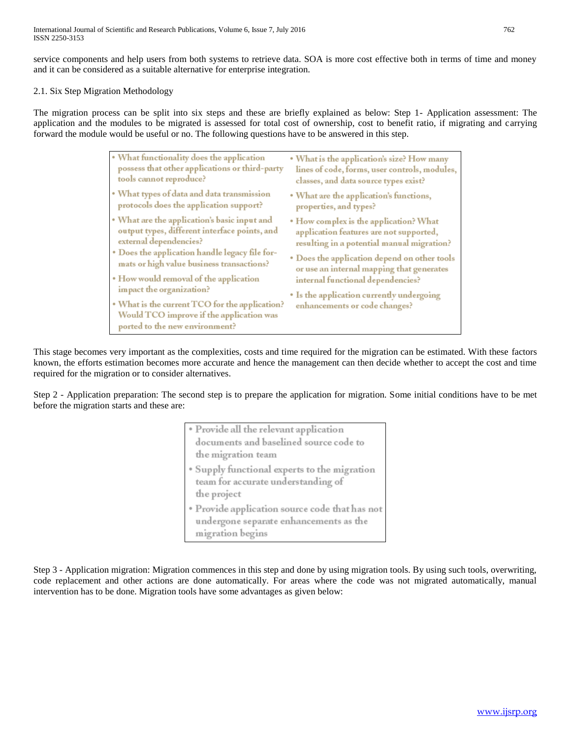service components and help users from both systems to retrieve data. SOA is more cost effective both in terms of time and money and it can be considered as a suitable alternative for enterprise integration.

### 2.1. Six Step Migration Methodology

The migration process can be split into six steps and these are briefly explained as below: Step 1- Application assessment: The application and the modules to be migrated is assessed for total cost of ownership, cost to benefit ratio, if migrating and carrying forward the module would be useful or no. The following questions have to be answered in this step.

- What functionality does the application possess that other applications or third-party tools cannot reproduce?
- What types of data and data transmission protocols does the application support?
- What are the application's basic input and output types, different interface points, and external dependencies?
- Does the application handle legacy file formats or high value business transactions?
- How would removal of the application impact the organization?
- What is the current TCO for the application? Would TCO improve if the application was ported to the new environment?
- What is the application's size? How many lines of code, forms, user controls, modules, classes, and data source types exist?
- What are the application's functions, properties, and types?
- How complex is the application? What application features are not supported, resulting in a potential manual migration?
- Does the application depend on other tools or use an internal mapping that generates internal functional dependencies?
- Is the application currently undergoing enhancements or code changes?

This stage becomes very important as the complexities, costs and time required for the migration can be estimated. With these factors known, the efforts estimation becomes more accurate and hence the management can then decide whether to accept the cost and time required for the migration or to consider alternatives.

Step 2 - Application preparation: The second step is to prepare the application for migration. Some initial conditions have to be met before the migration starts and these are:

- Provide all the relevant application documents and baselined source code to the migration team
- Supply functional experts to the migration team for accurate understanding of the project
- Provide application source code that has not undergone separate enhancements as the migration begins

Step 3 - Application migration: Migration commences in this step and done by using migration tools. By using such tools, overwriting, code replacement and other actions are done automatically. For areas where the code was not migrated automatically, manual intervention has to be done. Migration tools have some advantages as given below: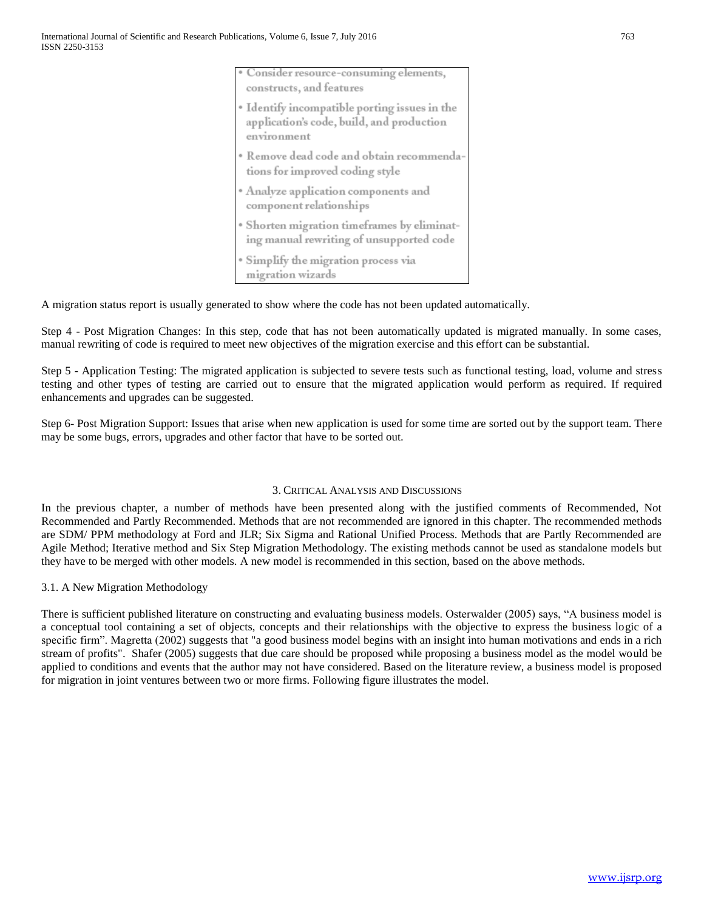- Consider resource-consuming elements, constructs, and features
- Identify incompatible porting issues in the application's code, build, and production environment
- Remove dead code and obtain recommendations for improved coding style
- Analyze application components and component relationships
- Shorten migration timeframes by eliminating manual rewriting of unsupported code
- Simplify the migration process via migration wizards

A migration status report is usually generated to show where the code has not been updated automatically.

Step 4 - Post Migration Changes: In this step, code that has not been automatically updated is migrated manually. In some cases, manual rewriting of code is required to meet new objectives of the migration exercise and this effort can be substantial.

Step 5 - Application Testing: The migrated application is subjected to severe tests such as functional testing, load, volume and stress testing and other types of testing are carried out to ensure that the migrated application would perform as required. If required enhancements and upgrades can be suggested.

Step 6- Post Migration Support: Issues that arise when new application is used for some time are sorted out by the support team. There may be some bugs, errors, upgrades and other factor that have to be sorted out.

## 3. Critical Analysis and Discussions

In the previous chapter, a number of methods have been presented along with the justified comments of Recommended, Not Recommended and Partly Recommended. Methods that are not recommended are ignored in this chapter. The recommended methods are SDM/ PPM methodology at Ford and JLR; Six Sigma and Rational Unified Process. Methods that are Partly Recommended are Agile Method; Iterative method and Six Step Migration Methodology. The existing methods cannot be used as standalone models but they have to be merged with other models. A new model is recommended in this section, based on the above methods.

### 3.1. A New Migration Methodology

There is sufficient published literature on constructing and evaluating business models. Osterwalder (2005) says, "A business model is a conceptual tool containing a set of objects, concepts and their relationships with the objective to express the business logic of a specific firm". Magretta (2002) suggests that "a good business model begins with an insight into human motivations and ends in a rich stream of profits". Shafer (2005) suggests that due care should be proposed while proposing a business model as the model would be applied to conditions and events that the author may not have considered. Based on the literature review, a business model is proposed for migration in joint ventures between two or more firms. Following figure illustrates the model.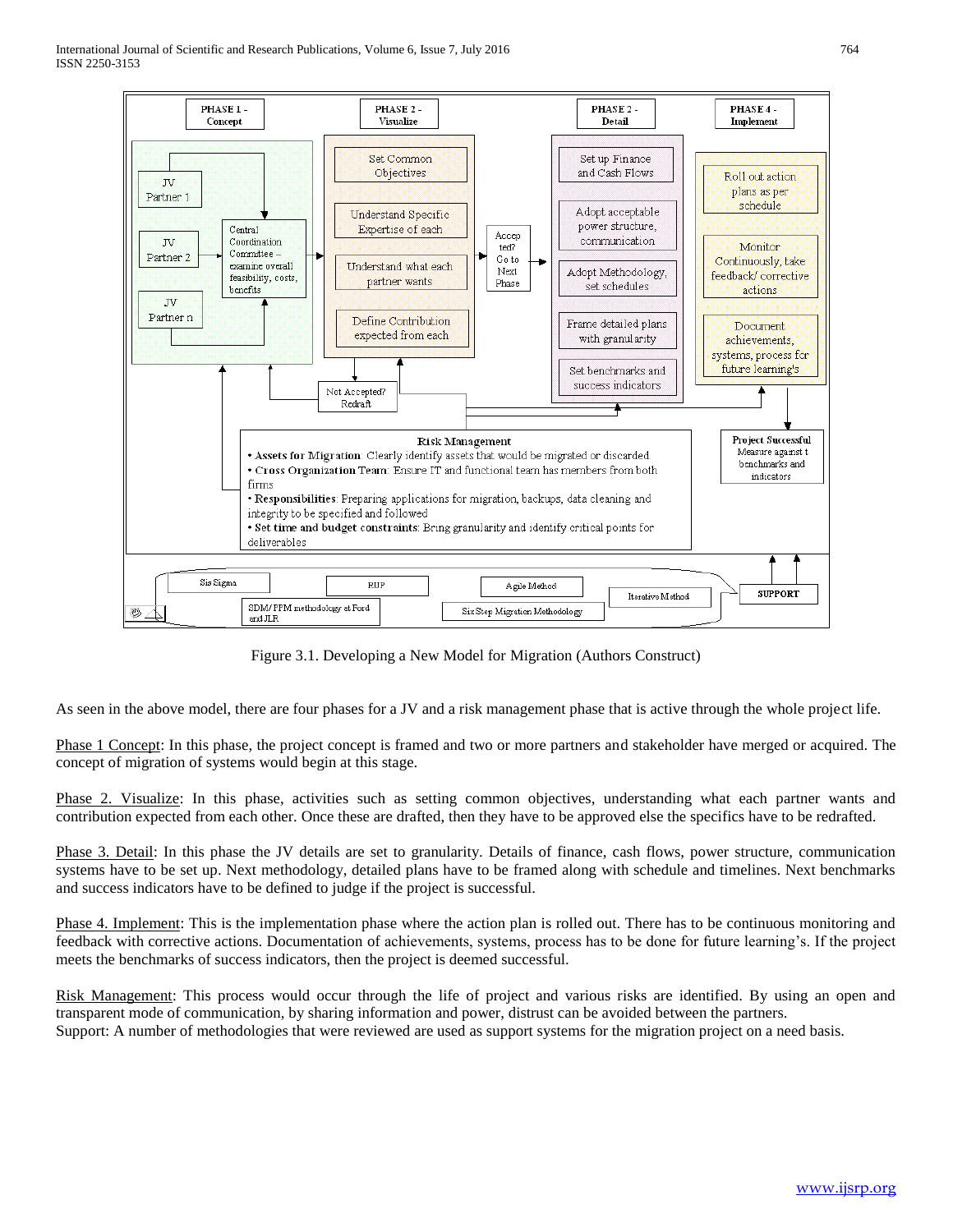Figure 3.1. Developing a New Model for Migration (Authors Construct)

As seen in the above model, there are four phases for a JV and a risk management phase that is active through the whole project life.

Phase 1 Concept: In this phase, the project concept is framed and two or more partners and stakeholder have merged or acquired. The concept of migration of systems would begin at this stage.

Phase 2. Visualize: In this phase, activities such as setting common objectives, understanding what each partner wants and contribution expected from each other. Once these are drafted, then they have to be approved else the specifics have to be redrafted.

Phase 3. Detail: In this phase the JV details are set to granularity. Details of finance, cash flows, power structure, communication systems have to be set up. Next methodology, detailed plans have to be framed along with schedule and timelines. Next benchmarks and success indicators have to be defined to judge if the project is successful.

Phase 4. Implement: This is the implementation phase where the action plan is rolled out. There has to be continuous monitoring and feedback with corrective actions. Documentation of achievements, systems, process has to be done for future learning's. If the project meets the benchmarks of success indicators, then the project is deemed successful.

Risk Management: This process would occur through the life of project and various risks are identified. By using an open and transparent mode of communication, by sharing information and power, distrust can be avoided between the partners.
Support: A number of methodologies that were reviewed are used as support systems for the migration project on a need basis.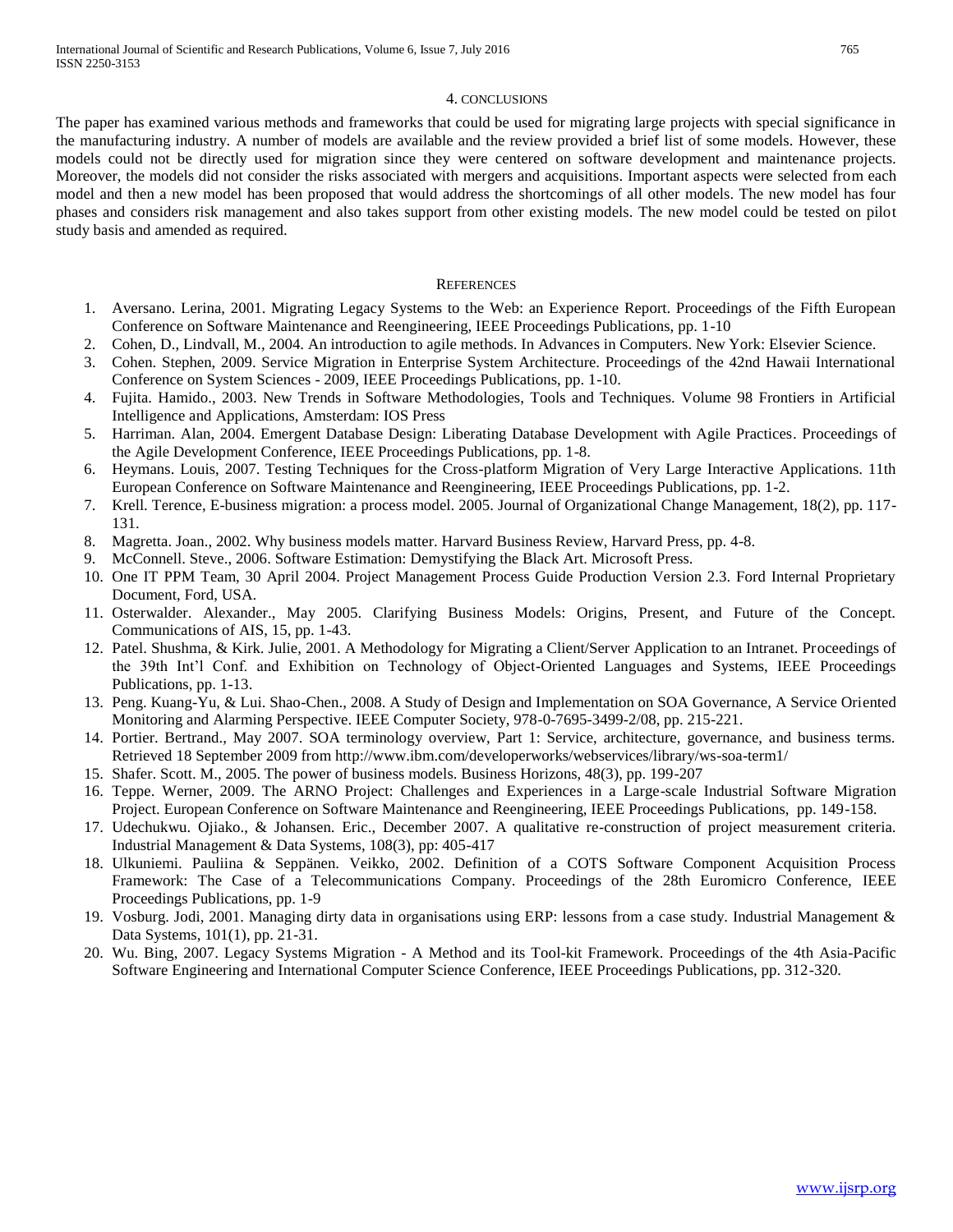## 4. Conclusions

The paper has examined various methods and frameworks that could be used for migrating large projects with special significance in the manufacturing industry. A number of models are available and the review provided a brief list of some models. However, these models could not be directly used for migration since they were centered on software development and maintenance projects. Moreover, the models did not consider the risks associated with mergers and acquisitions. Important aspects were selected from each model and then a new model has been proposed that would address the shortcomings of all other models. The new model has four phases and considers risk management and also takes support from other existing models. The new model could be tested on pilot study basis and amended as required.

## References

1. Aversano. Lerina, 2001. Migrating Legacy Systems to the Web: an Experience Report. Proceedings of the Fifth European Conference on Software Maintenance and Reengineering, IEEE Proceedings Publications, pp. 1-10
2. Cohen, D., Lindvall, M., 2004. An introduction to agile methods. In Advances in Computers. New York: Elsevier Science.
3. Cohen. Stephen, 2009. Service Migration in Enterprise System Architecture. Proceedings of the 42nd Hawaii International Conference on System Sciences - 2009, IEEE Proceedings Publications, pp. 1-10.
4. Fujita. Hamido., 2003. New Trends in Software Methodologies, Tools and Techniques. Volume 98 Frontiers in Artificial Intelligence and Applications, Amsterdam: IOS Press
5. Harriman. Alan, 2004. Emergent Database Design: Liberating Database Development with Agile Practices. Proceedings of the Agile Development Conference, IEEE Proceedings Publications, pp. 1-8.
6. Heymans. Louis, 2007. Testing Techniques for the Cross-platform Migration of Very Large Interactive Applications. 11th European Conference on Software Maintenance and Reengineering, IEEE Proceedings Publications, pp. 1-2.
7. Krell. Terence, E-business migration: a process model. 2005. Journal of Organizational Change Management, 18(2), pp. 117-131.
8. Magretta. Joan., 2002. Why business models matter. Harvard Business Review, Harvard Press, pp. 4-8.
9. McConnell. Steve., 2006. Software Estimation: Demystifying the Black Art. Microsoft Press.
10. One IT PPM Team, 30 April 2004. Project Management Process Guide Production Version 2.3. Ford Internal Proprietary Document, Ford, USA.
11. Osterwalder. Alexander., May 2005. Clarifying Business Models: Origins, Present, and Future of the Concept. Communications of AIS, 15, pp. 1-43.
12. Patel. Shushma, & Kirk. Julie, 2001. A Methodology for Migrating a Client/Server Application to an Intranet. Proceedings of the 39th Int'l Conf. and Exhibition on Technology of Object-Oriented Languages and Systems, IEEE Proceedings Publications, pp. 1-13.
13. Peng. Kuang-Yu, & Lui. Shao-Chen., 2008. A Study of Design and Implementation on SOA Governance, A Service Oriented Monitoring and Alarming Perspective. IEEE Computer Society, 978-0-7695-3499-2/08, pp. 215-221.
14. Portier. Bertrand., May 2007. SOA terminology overview, Part 1: Service, architecture, governance, and business terms. Retrieved 18 September 2009 from http://www.ibm.com/developerworks/webservices/library/ws-soa-term1/
15. Shafer. Scott. M., 2005. The power of business models. Business Horizons, 48(3), pp. 199-207
16. Teppe. Werner, 2009. The ARNO Project: Challenges and Experiences in a Large-scale Industrial Software Migration Project. European Conference on Software Maintenance and Reengineering, IEEE Proceedings Publications, pp. 149-158.
17. Udechukwu. Ojiako., & Johansen. Eric., December 2007. A qualitative re-construction of project measurement criteria. Industrial Management & Data Systems, 108(3), pp: 405-417
18. Ulkuniemi. Pauliina & Seppänen. Veikko, 2002. Definition of a COTS Software Component Acquisition Process Framework: The Case of a Telecommunications Company. Proceedings of the 28th Euromicro Conference, IEEE Proceedings Publications, pp. 1-9
19. Vosburg. Jodi, 2001. Managing dirty data in organisations using ERP: lessons from a case study. Industrial Management & Data Systems, 101(1), pp. 21-31.
20. Wu. Bing, 2007. Legacy Systems Migration - A Method and its Tool-kit Framework. Proceedings of the 4th Asia-Pacific Software Engineering and International Computer Science Conference, IEEE Proceedings Publications, pp. 312-320.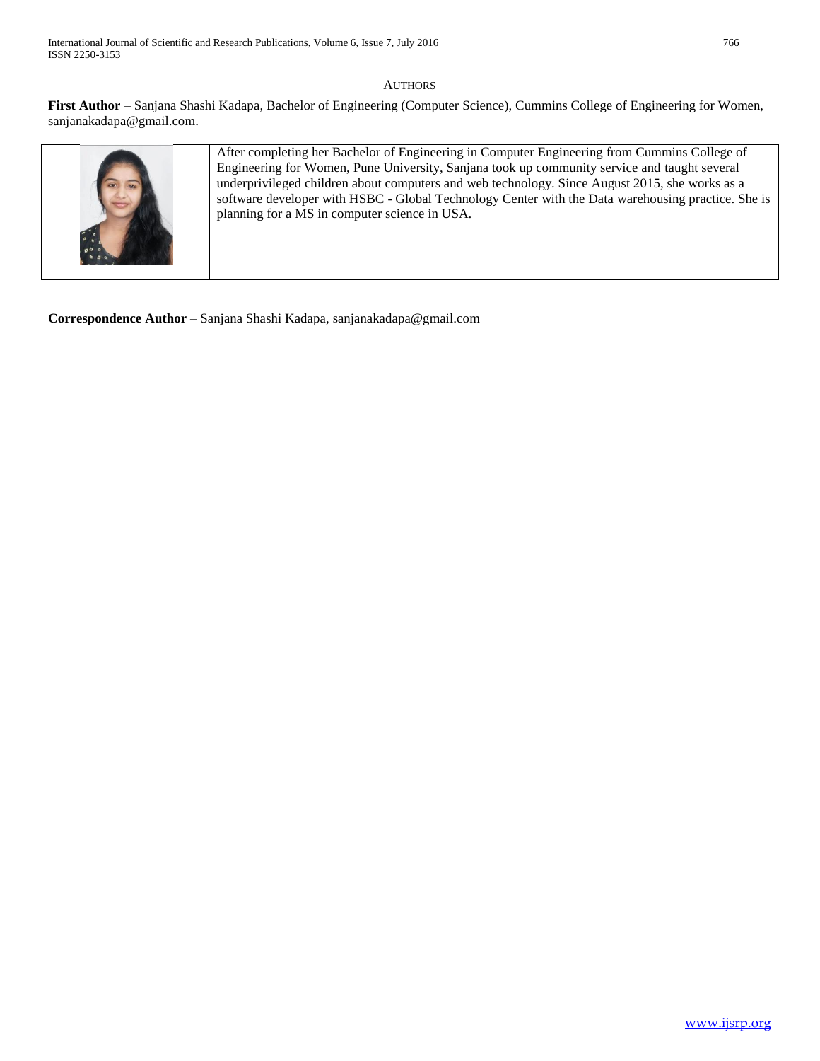## AUTHORS

**First Author** – Sanjana Shashi Kadapa, Bachelor of Engineering (Computer Science), Cummins College of Engineering for Women, sanjanakadapa@gmail.com.

After completing her Bachelor of Engineering in Computer Engineering from Cummins College of Engineering for Women, Pune University, Sanjana took up community service and taught several underprivileged children about computers and web technology. Since August 2015, she works as a software developer with HSBC - Global Technology Center with the Data warehousing practice. She is planning for a MS in computer science in USA.

**Correspondence Author** – Sanjana Shashi Kadapa, sanjanakadapa@gmail.com